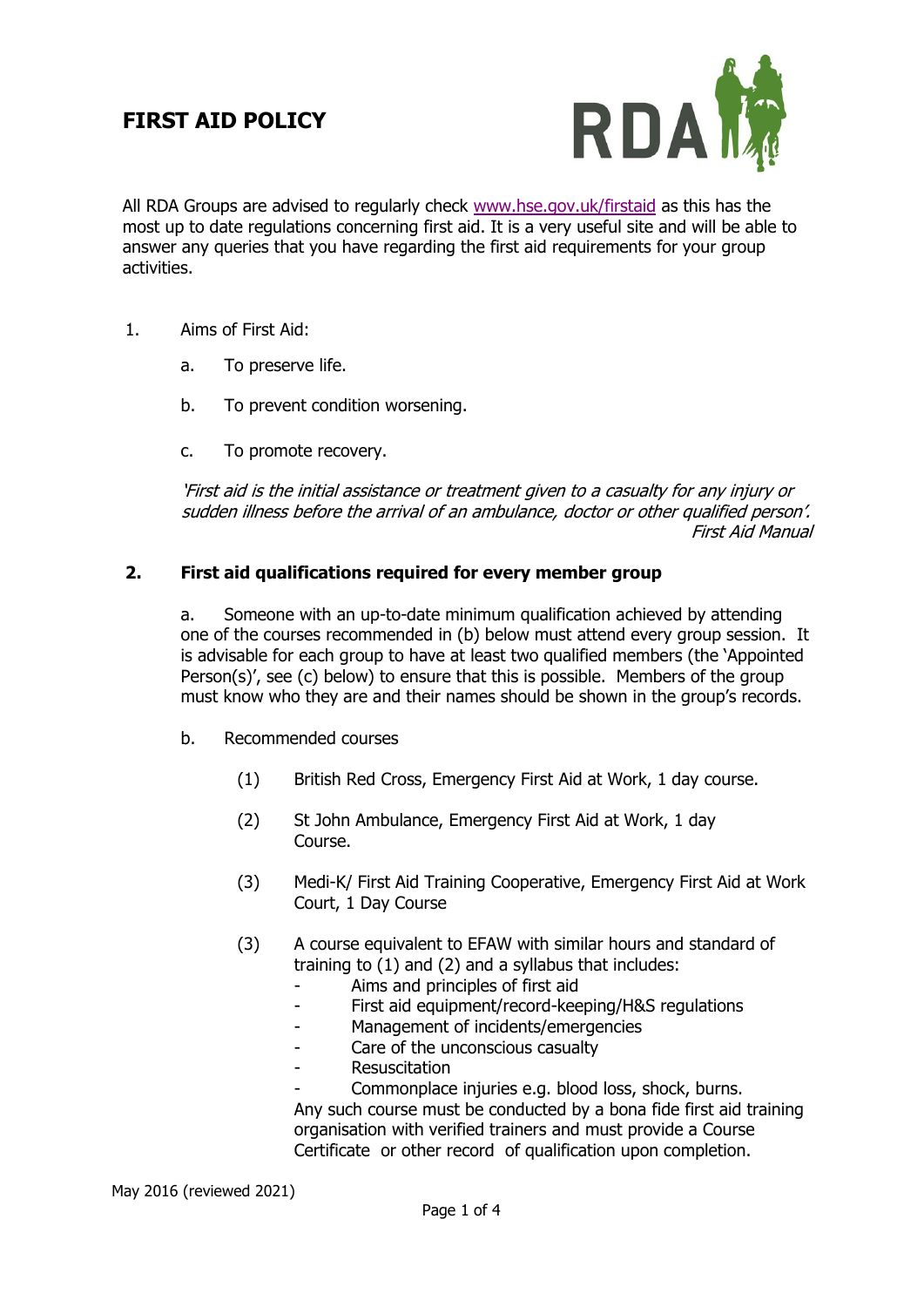# FIRST AID POLICY

All RDA Groups are advised to regularly check [www.hse.gov.uk/firstaid](http://www.hse.gov.uk/firstaid) as this has the most up to date regulations concerning first aid. It is a very useful site and will be able to answer any queries that you have regarding the first aid requirements for your group activities.

1. Aims of First Aid:

   a. To preserve life.

   b. To prevent condition worsening.

   c. To promote recovery.

   *'First aid is the initial assistance or treatment given to a casualty for any injury or sudden illness before the arrival of an ambulance, doctor or other qualified person'.*
   *First Aid Manual*

## 2. First aid qualifications required for every member group

a. Someone with an up-to-date minimum qualification achieved by attending one of the courses recommended in (b) below must attend every group session. It is advisable for each group to have at least two qualified members (the 'Appointed Person(s)', see (c) below) to ensure that this is possible. Members of the group must know who they are and their names should be shown in the group's records.

b. Recommended courses

   (1) British Red Cross, Emergency First Aid at Work, 1 day course.

   (2) St John Ambulance, Emergency First Aid at Work, 1 day Course.

   (3) Medi-K/ First Aid Training Cooperative, Emergency First Aid at Work Court, 1 Day Course

   (3) A course equivalent to EFAW with similar hours and standard of training to (1) and (2) and a syllabus that includes:
   - Aims and principles of first aid
   - First aid equipment/record-keeping/H&S regulations
   - Management of incidents/emergencies
   - Care of the unconscious casualty
   - Resuscitation
   - Commonplace injuries e.g. blood loss, shock, burns.

   Any such course must be conducted by a bona fide first aid training organisation with verified trainers and must provide a Course Certificate or other record of qualification upon completion.

May 2016 (reviewed 2021)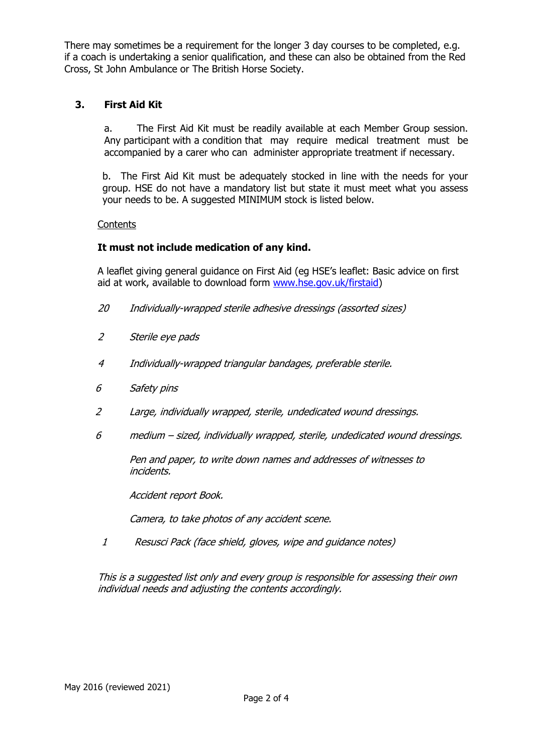There may sometimes be a requirement for the longer 3 day courses to be completed, e.g. if a coach is undertaking a senior qualification, and these can also be obtained from the Red Cross, St John Ambulance or The British Horse Society.

## 3. First Aid Kit

a. The First Aid Kit must be readily available at each Member Group session. Any participant with a condition that may require medical treatment must be accompanied by a carer who can administer appropriate treatment if necessary.

b. The First Aid Kit must be adequately stocked in line with the needs for your group. HSE do not have a mandatory list but state it must meet what you assess your needs to be. A suggested MINIMUM stock is listed below.

Contents

**It must not include medication of any kind.**

A leaflet giving general guidance on First Aid (eg HSE's leaflet: Basic advice on first aid at work, available to download form www.hse.gov.uk/firstaid)

*20 Individually-wrapped sterile adhesive dressings (assorted sizes)*

*2 Sterile eye pads*

*4 Individually-wrapped triangular bandages, preferable sterile.*

*6 Safety pins*

*2 Large, individually wrapped, sterile, undedicated wound dressings.*

*6 medium – sized, individually wrapped, sterile, undedicated wound dressings.*

*Pen and paper, to write down names and addresses of witnesses to incidents.*

*Accident report Book.*

*Camera, to take photos of any accident scene.*

*1 Resusci Pack (face shield, gloves, wipe and guidance notes)*

*This is a suggested list only and every group is responsible for assessing their own individual needs and adjusting the contents accordingly.*

May 2016 (reviewed 2021)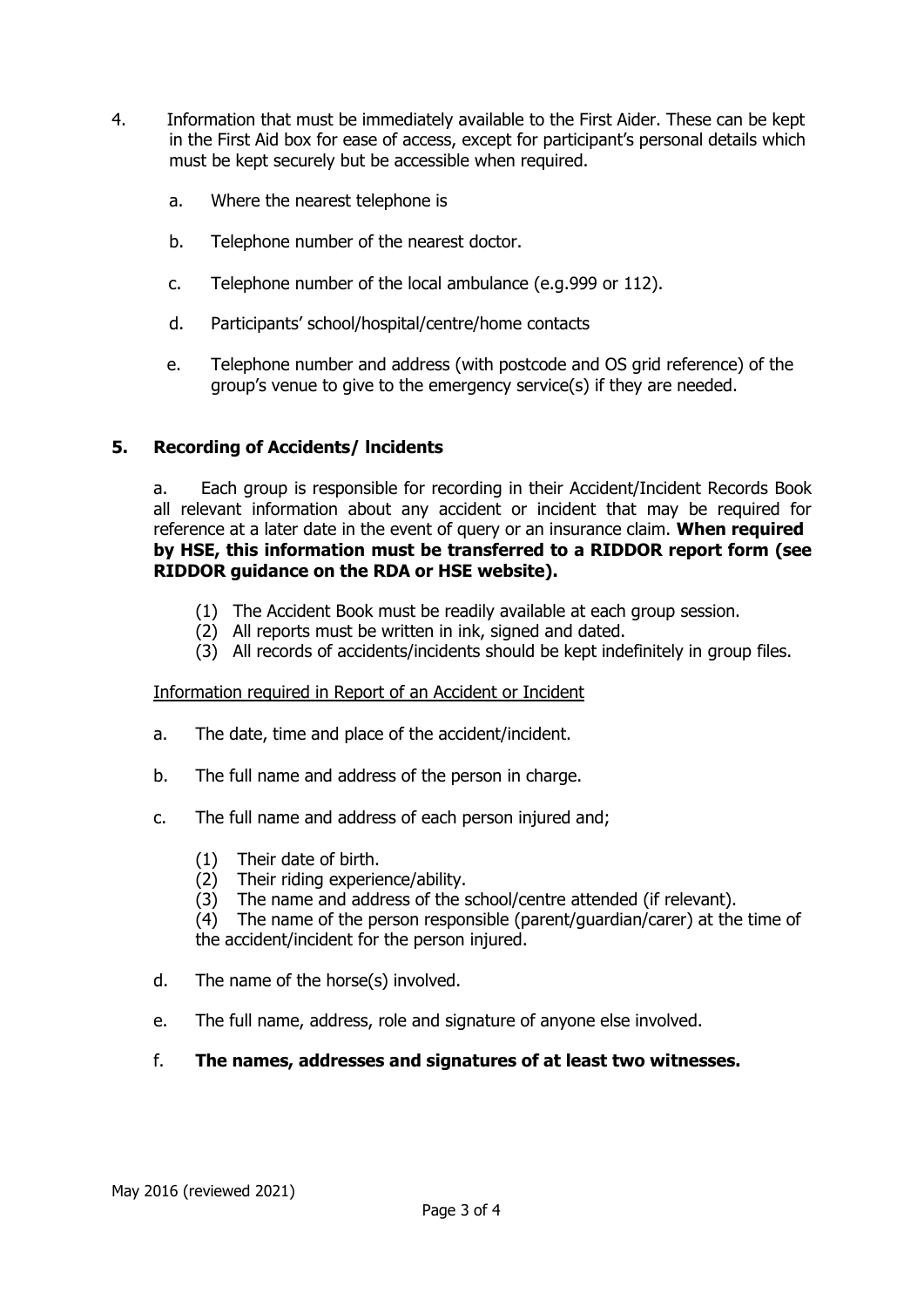4. Information that must be immediately available to the First Aider. These can be kept in the First Aid box for ease of access, except for participant's personal details which must be kept securely but be accessible when required.

   a. Where the nearest telephone is

   b. Telephone number of the nearest doctor.

   c. Telephone number of the local ambulance (e.g.999 or 112).

   d. Participants' school/hospital/centre/home contacts

   e. Telephone number and address (with postcode and OS grid reference) of the group's venue to give to the emergency service(s) if they are needed.

## 5. Recording of Accidents/ Incidents

a. Each group is responsible for recording in their Accident/Incident Records Book all relevant information about any accident or incident that may be required for reference at a later date in the event of query or an insurance claim. **When required by HSE, this information must be transferred to a RIDDOR report form (see RIDDOR guidance on the RDA or HSE website).**

(1) The Accident Book must be readily available at each group session.
(2) All reports must be written in ink, signed and dated.
(3) All records of accidents/incidents should be kept indefinitely in group files.

Information required in Report of an Accident or Incident

a. The date, time and place of the accident/incident.

b. The full name and address of the person in charge.

c. The full name and address of each person injured and;

   (1) Their date of birth.
   (2) Their riding experience/ability.
   (3) The name and address of the school/centre attended (if relevant).
   (4) The name of the person responsible (parent/guardian/carer) at the time of the accident/incident for the person injured.

d. The name of the horse(s) involved.

e. The full name, address, role and signature of anyone else involved.

f. **The names, addresses and signatures of at least two witnesses.**

May 2016 (reviewed 2021)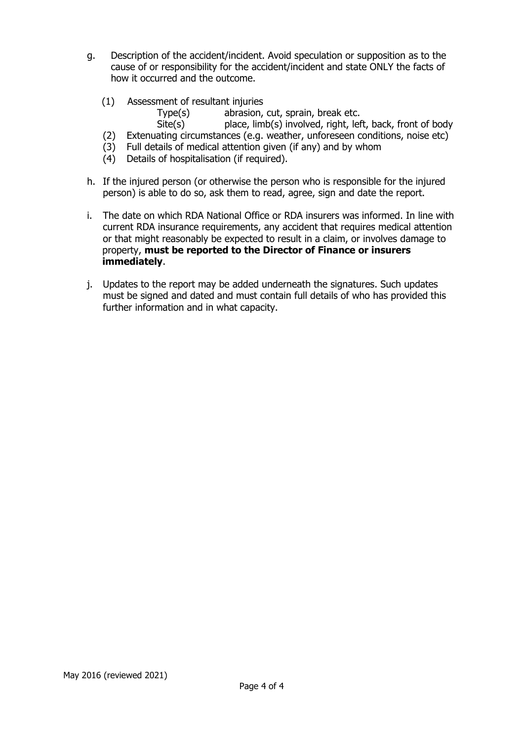g. Description of the accident/incident. Avoid speculation or supposition as to the cause of or responsibility for the accident/incident and state ONLY the facts of how it occurred and the outcome.

   (1) Assessment of resultant injuries
       - Type(s) abrasion, cut, sprain, break etc.
       - Site(s) place, limb(s) involved, right, left, back, front of body

   (2) Extenuating circumstances (e.g. weather, unforeseen conditions, noise etc)

   (3) Full details of medical attention given (if any) and by whom

   (4) Details of hospitalisation (if required).

h. If the injured person (or otherwise the person who is responsible for the injured person) is able to do so, ask them to read, agree, sign and date the report.

i. The date on which RDA National Office or RDA insurers was informed. In line with current RDA insurance requirements, any accident that requires medical attention or that might reasonably be expected to result in a claim, or involves damage to property, **must be reported to the Director of Finance or insurers immediately**.

j. Updates to the report may be added underneath the signatures. Such updates must be signed and dated and must contain full details of who has provided this further information and in what capacity.

May 2016 (reviewed 2021)